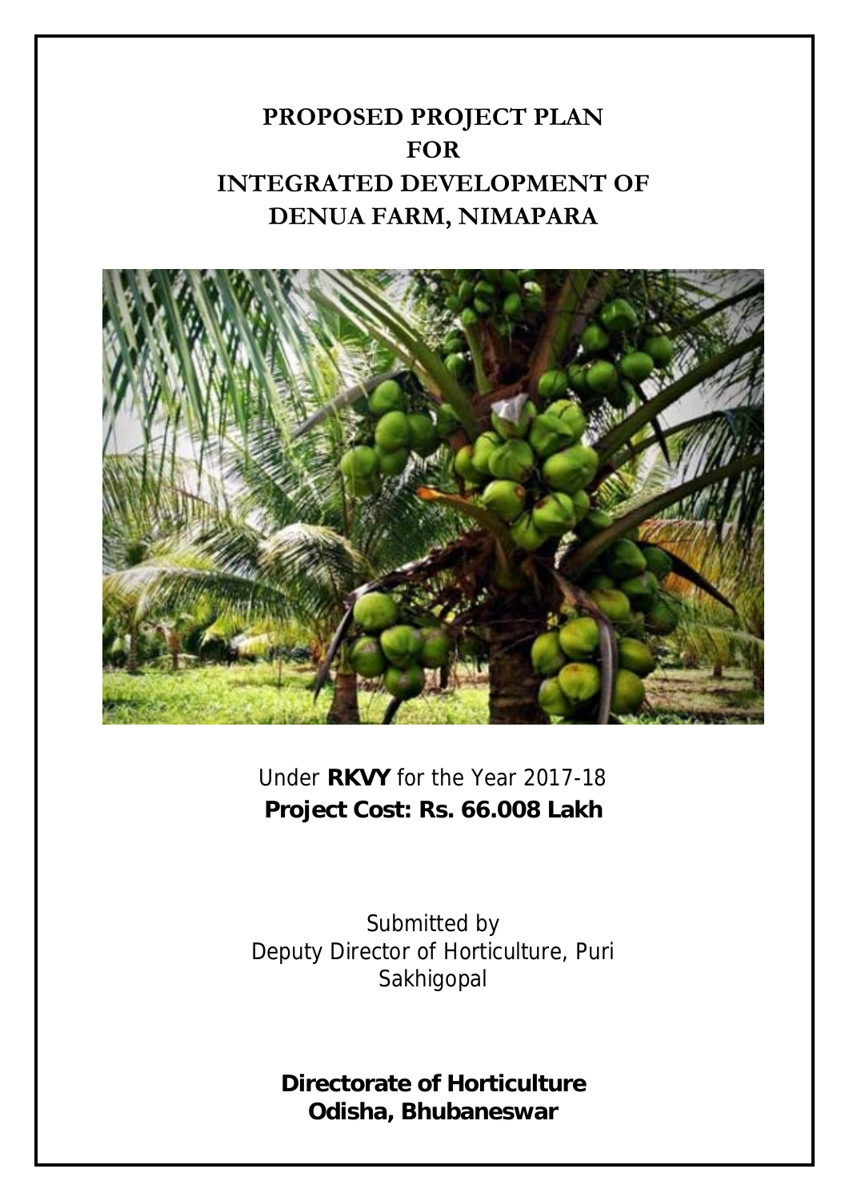# PROPOSED PROJECT PLAN FOR INTEGRATED DEVELOPMENT OF DENUA FARM, NIMAPARA

Under **RKVY** for the Year 2017-18

**Project Cost: Rs. 66.008 Lakh**

Submitted by
Deputy Director of Horticulture, Puri
Sakhigopal

**Directorate of Horticulture**
**Odisha, Bhubaneswar**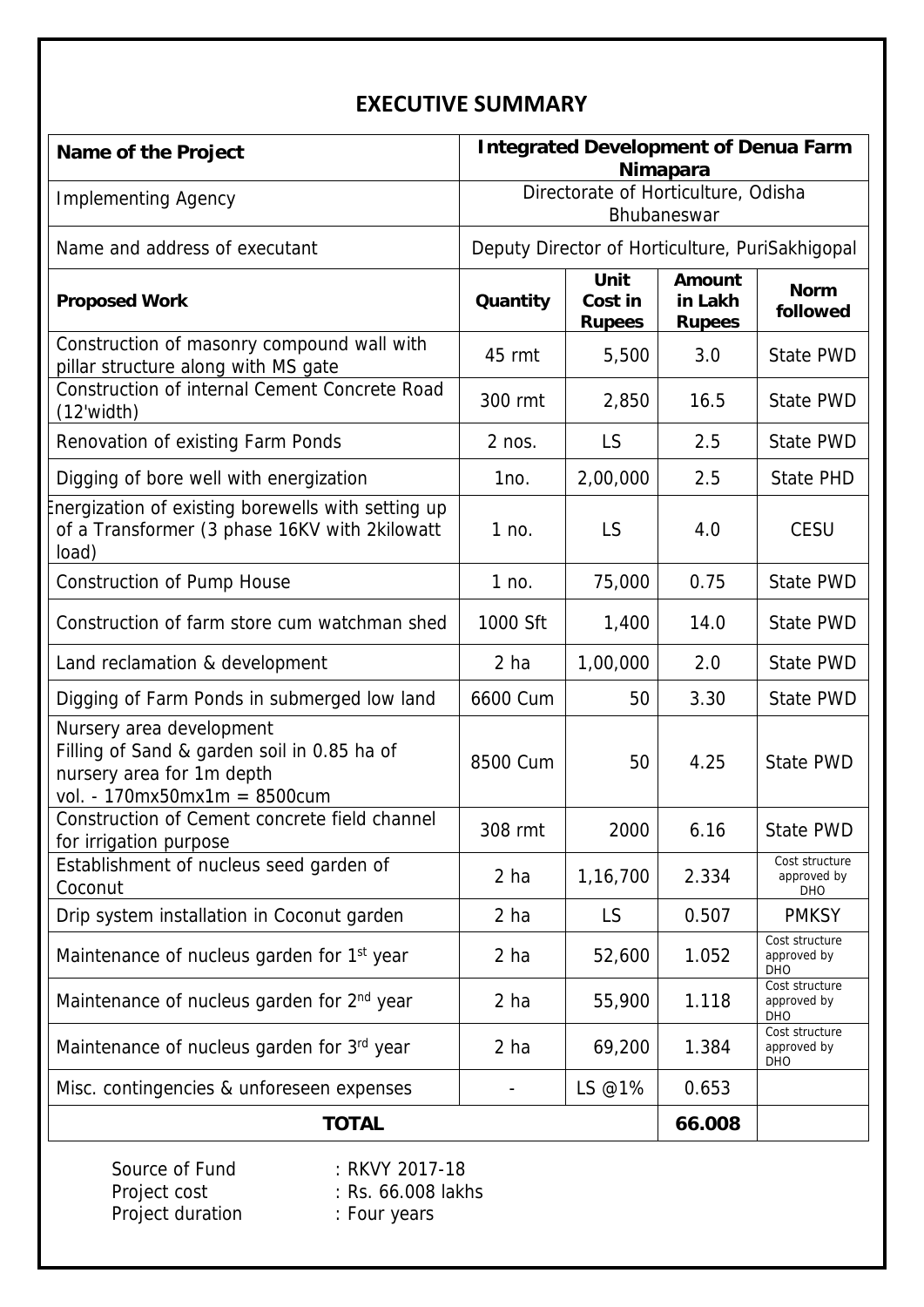# EXECUTIVE SUMMARY

| Name of the Project | Integrated Development of Denua Farm Nimapara | | | |
|---|---|---|---|---|
| Implementing Agency | Directorate of Horticulture, Odisha Bhubaneswar | | | |
| Name and address of executant | Deputy Director of Horticulture, PuriSakhigopal | | | |
| **Proposed Work** | **Quantity** | **Unit Cost in Rupees** | **Amount in Lakh Rupees** | **Norm followed** |
| Construction of masonry compound wall with pillar structure along with MS gate | 45 rmt | 5,500 | 3.0 | State PWD |
| Construction of internal Cement Concrete Road (12'width) | 300 rmt | 2,850 | 16.5 | State PWD |
| Renovation of existing Farm Ponds | 2 nos. | LS | 2.5 | State PWD |
| Digging of bore well with energization | 1no. | 2,00,000 | 2.5 | State PHD |
| Energization of existing borewells with setting up of a Transformer (3 phase 16KV with 2kilowatt load) | 1 no. | LS | 4.0 | CESU |
| Construction of Pump House | 1 no. | 75,000 | 0.75 | State PWD |
| Construction of farm store cum watchman shed | 1000 Sft | 1,400 | 14.0 | State PWD |
| Land reclamation & development | 2 ha | 1,00,000 | 2.0 | State PWD |
| Digging of Farm Ponds in submerged low land | 6600 Cum | 50 | 3.30 | State PWD |
| Nursery area development Filling of Sand & garden soil in 0.85 ha of nursery area for 1m depth vol. - 170mx50mx1m = 8500cum | 8500 Cum | 50 | 4.25 | State PWD |
| Construction of Cement concrete field channel for irrigation purpose | 308 rmt | 2000 | 6.16 | State PWD |
| Establishment of nucleus seed garden of Coconut | 2 ha | 1,16,700 | 2.334 | Cost structure approved by DHO |
| Drip system installation in Coconut garden | 2 ha | LS | 0.507 | PMKSY |
| Maintenance of nucleus garden for 1st year | 2 ha | 52,600 | 1.052 | Cost structure approved by DHO |
| Maintenance of nucleus garden for 2nd year | 2 ha | 55,900 | 1.118 | Cost structure approved by DHO |
| Maintenance of nucleus garden for 3rd year | 2 ha | 69,200 | 1.384 | Cost structure approved by DHO |
| Misc. contingencies & unforeseen expenses | - | LS @1% | 0.653 | |
| **TOTAL** | | | **66.008** | |

Source of Fund : RKVY 2017-18
Project cost : Rs. 66.008 lakhs
Project duration : Four years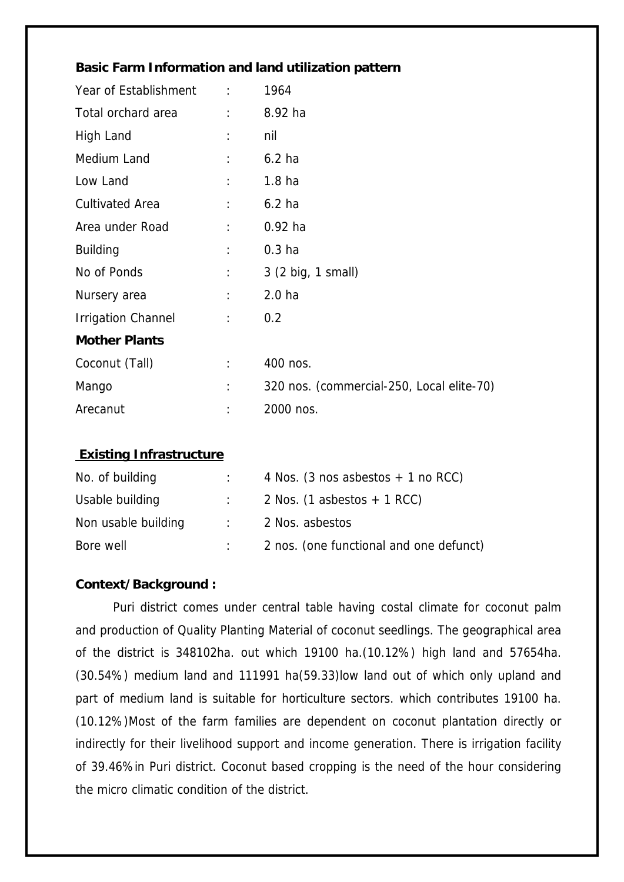**Basic Farm Information and land utilization pattern**

| | | |
|---|---|---|
| Year of Establishment | : | 1964 |
| Total orchard area | : | 8.92 ha |
| High Land | : | nil |
| Medium Land | : | 6.2 ha |
| Low Land | : | 1.8 ha |
| Cultivated Area | : | 6.2 ha |
| Area under Road | : | 0.92 ha |
| Building | : | 0.3 ha |
| No of Ponds | : | 3 (2 big, 1 small) |
| Nursery area | : | 2.0 ha |
| Irrigation Channel | : | 0.2 |

**Mother Plants**

| | | |
|---|---|---|
| Coconut (Tall) | : | 400 nos. |
| Mango | : | 320 nos. (commercial-250, Local elite-70) |
| Arecanut | : | 2000 nos. |

**Existing Infrastructure**

| | | |
|---|---|---|
| No. of building | : | 4 Nos. (3 nos asbestos + 1 no RCC) |
| Usable building | : | 2 Nos. (1 asbestos + 1 RCC) |
| Non usable building | : | 2 Nos. asbestos |
| Bore well | : | 2 nos. (one functional and one defunct) |

**Context/Background :**

Puri district comes under central table having costal climate for coconut palm and production of Quality Planting Material of coconut seedlings. The geographical area of the district is 348102ha. out which 19100 ha.(10.12%) high land and 57654ha.(30.54%) medium land and 111991 ha(59.33)low land out of which only upland and part of medium land is suitable for horticulture sectors. which contributes 19100 ha.(10.12%)Most of the farm families are dependent on coconut plantation directly or indirectly for their livelihood support and income generation. There is irrigation facility of 39.46% in Puri district. Coconut based cropping is the need of the hour considering the micro climatic condition of the district.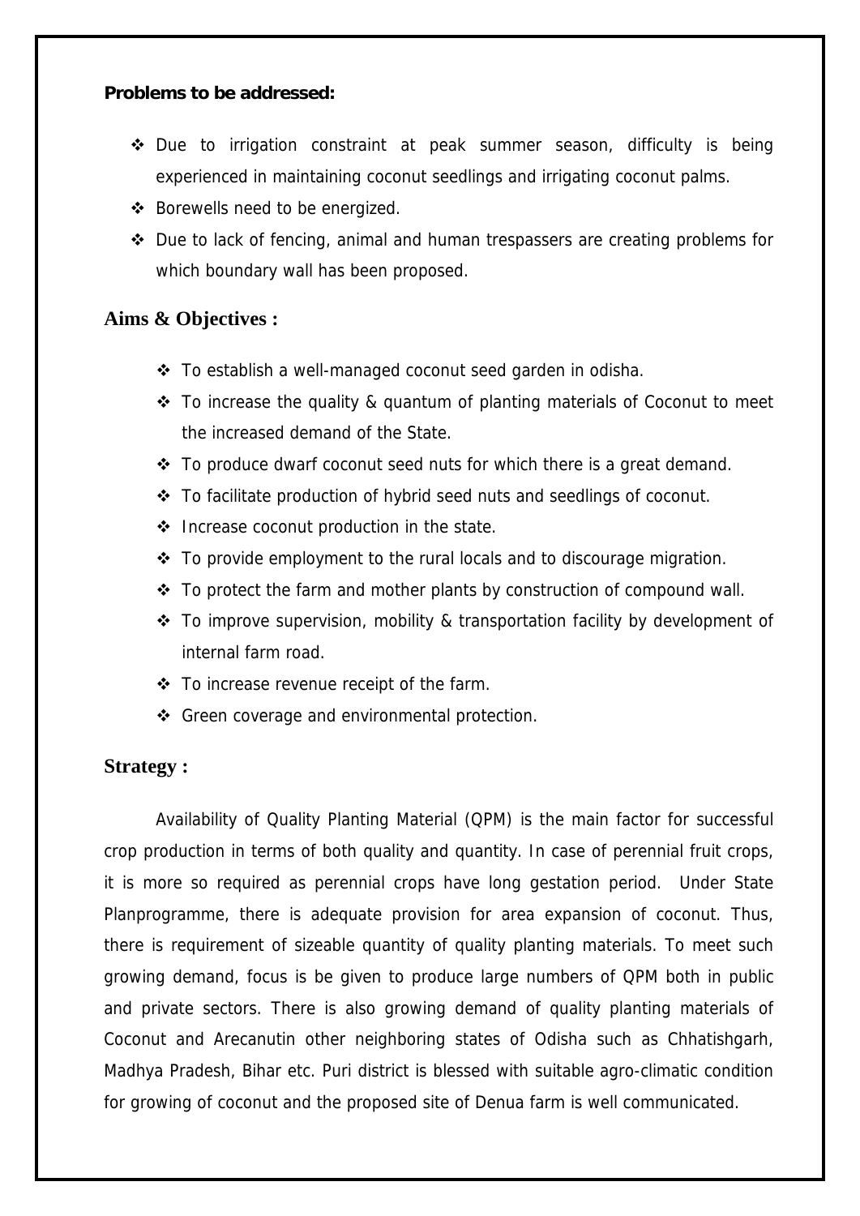**Problems to be addressed:**

- Due to irrigation constraint at peak summer season, difficulty is being experienced in maintaining coconut seedlings and irrigating coconut palms.
- Borewells need to be energized.
- Due to lack of fencing, animal and human trespassers are creating problems for which boundary wall has been proposed.

## Aims & Objectives :

- To establish a well-managed coconut seed garden in odisha.
- To increase the quality & quantum of planting materials of Coconut to meet the increased demand of the State.
- To produce dwarf coconut seed nuts for which there is a great demand.
- To facilitate production of hybrid seed nuts and seedlings of coconut.
- Increase coconut production in the state.
- To provide employment to the rural locals and to discourage migration.
- To protect the farm and mother plants by construction of compound wall.
- To improve supervision, mobility & transportation facility by development of internal farm road.
- To increase revenue receipt of the farm.
- Green coverage and environmental protection.

## Strategy :

Availability of Quality Planting Material (QPM) is the main factor for successful crop production in terms of both quality and quantity. In case of perennial fruit crops, it is more so required as perennial crops have long gestation period. Under State Planprogramme, there is adequate provision for area expansion of coconut. Thus, there is requirement of sizeable quantity of quality planting materials. To meet such growing demand, focus is be given to produce large numbers of QPM both in public and private sectors. There is also growing demand of quality planting materials of Coconut and Arecanutin other neighboring states of Odisha such as Chhatishgarh, Madhya Pradesh, Bihar etc. Puri district is blessed with suitable agro-climatic condition for growing of coconut and the proposed site of Denua farm is well communicated.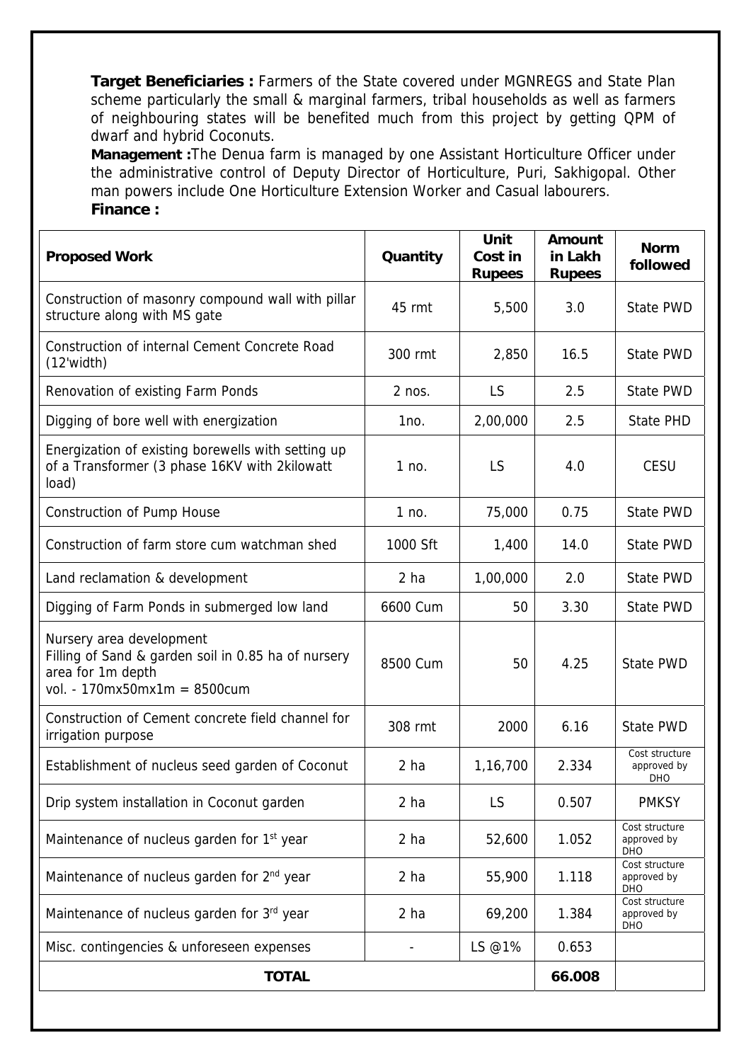**Target Beneficiaries :** Farmers of the State covered under MGNREGS and State Plan scheme particularly the small & marginal farmers, tribal households as well as farmers of neighbouring states will be benefited much from this project by getting QPM of dwarf and hybrid Coconuts.

**Management :** The Denua farm is managed by one Assistant Horticulture Officer under the administrative control of Deputy Director of Horticulture, Puri, Sakhigopal. Other man powers include One Horticulture Extension Worker and Casual labourers.

**Finance :**

| Proposed Work | Quantity | Unit Cost in Rupees | Amount in Lakh Rupees | Norm followed |
|---|---|---|---|---|
| Construction of masonry compound wall with pillar structure along with MS gate | 45 rmt | 5,500 | 3.0 | State PWD |
| Construction of internal Cement Concrete Road (12'width) | 300 rmt | 2,850 | 16.5 | State PWD |
| Renovation of existing Farm Ponds | 2 nos. | LS | 2.5 | State PWD |
| Digging of bore well with energization | 1no. | 2,00,000 | 2.5 | State PHD |
| Energization of existing borewells with setting up of a Transformer (3 phase 16KV with 2kilowatt load) | 1 no. | LS | 4.0 | CESU |
| Construction of Pump House | 1 no. | 75,000 | 0.75 | State PWD |
| Construction of farm store cum watchman shed | 1000 Sft | 1,400 | 14.0 | State PWD |
| Land reclamation & development | 2 ha | 1,00,000 | 2.0 | State PWD |
| Digging of Farm Ponds in submerged low land | 6600 Cum | 50 | 3.30 | State PWD |
| Nursery area development<br>Filling of Sand & garden soil in 0.85 ha of nursery area for 1m depth<br>vol. - 170mx50mx1m = 8500cum | 8500 Cum | 50 | 4.25 | State PWD |
| Construction of Cement concrete field channel for irrigation purpose | 308 rmt | 2000 | 6.16 | State PWD |
| Establishment of nucleus seed garden of Coconut | 2 ha | 1,16,700 | 2.334 | Cost structure approved by DHO |
| Drip system installation in Coconut garden | 2 ha | LS | 0.507 | PMKSY |
| Maintenance of nucleus garden for 1st year | 2 ha | 52,600 | 1.052 | Cost structure approved by DHO |
| Maintenance of nucleus garden for 2nd year | 2 ha | 55,900 | 1.118 | Cost structure approved by DHO |
| Maintenance of nucleus garden for 3rd year | 2 ha | 69,200 | 1.384 | Cost structure approved by DHO |
| Misc. contingencies & unforeseen expenses | - | LS @1% | 0.653 | |
| **TOTAL** | | | **66.008** | |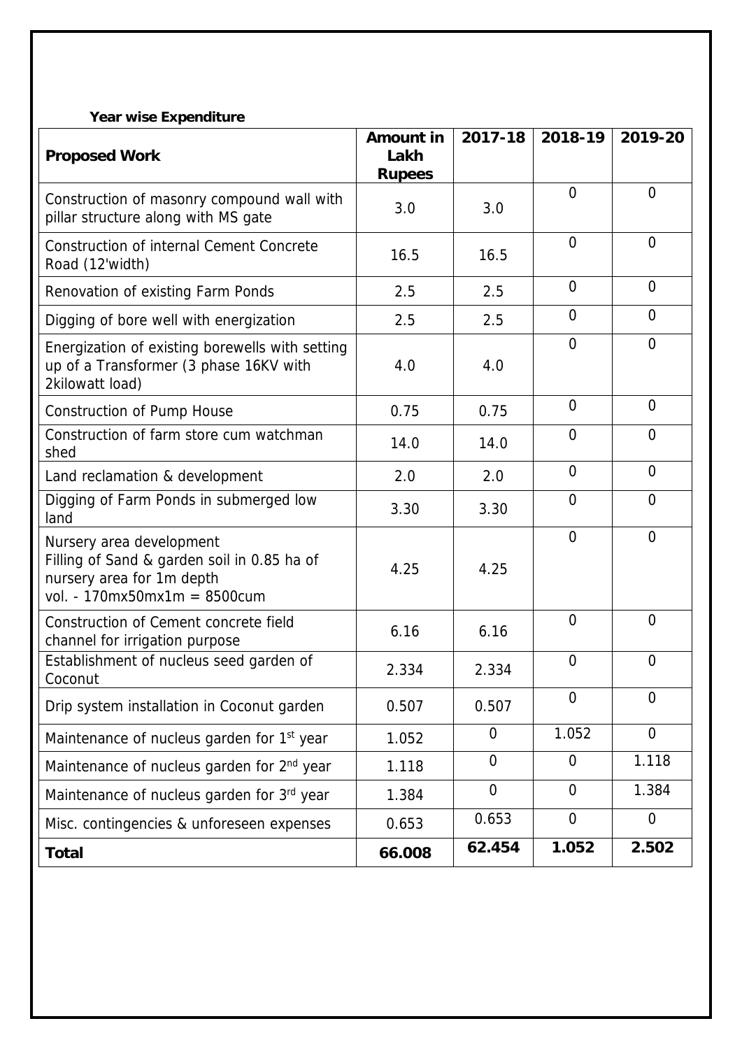**Year wise Expenditure**

| Proposed Work | Amount in Lakh Rupees | 2017-18 | 2018-19 | 2019-20 |
|---|---|---|---|---|
| Construction of masonry compound wall with pillar structure along with MS gate | 3.0 | 3.0 | 0 | 0 |
| Construction of internal Cement Concrete Road (12'width) | 16.5 | 16.5 | 0 | 0 |
| Renovation of existing Farm Ponds | 2.5 | 2.5 | 0 | 0 |
| Digging of bore well with energization | 2.5 | 2.5 | 0 | 0 |
| Energization of existing borewells with setting up of a Transformer (3 phase 16KV with 2kilowatt load) | 4.0 | 4.0 | 0 | 0 |
| Construction of Pump House | 0.75 | 0.75 | 0 | 0 |
| Construction of farm store cum watchman shed | 14.0 | 14.0 | 0 | 0 |
| Land reclamation & development | 2.0 | 2.0 | 0 | 0 |
| Digging of Farm Ponds in submerged low land | 3.30 | 3.30 | 0 | 0 |
| Nursery area development Filling of Sand & garden soil in 0.85 ha of nursery area for 1m depth vol. - 170mx50mx1m = 8500cum | 4.25 | 4.25 | 0 | 0 |
| Construction of Cement concrete field channel for irrigation purpose | 6.16 | 6.16 | 0 | 0 |
| Establishment of nucleus seed garden of Coconut | 2.334 | 2.334 | 0 | 0 |
| Drip system installation in Coconut garden | 0.507 | 0.507 | 0 | 0 |
| Maintenance of nucleus garden for 1st year | 1.052 | 0 | 1.052 | 0 |
| Maintenance of nucleus garden for 2nd year | 1.118 | 0 | 0 | 1.118 |
| Maintenance of nucleus garden for 3rd year | 1.384 | 0 | 0 | 1.384 |
| Misc. contingencies & unforeseen expenses | 0.653 | 0.653 | 0 | 0 |
| **Total** | **66.008** | **62.454** | **1.052** | **2.502** |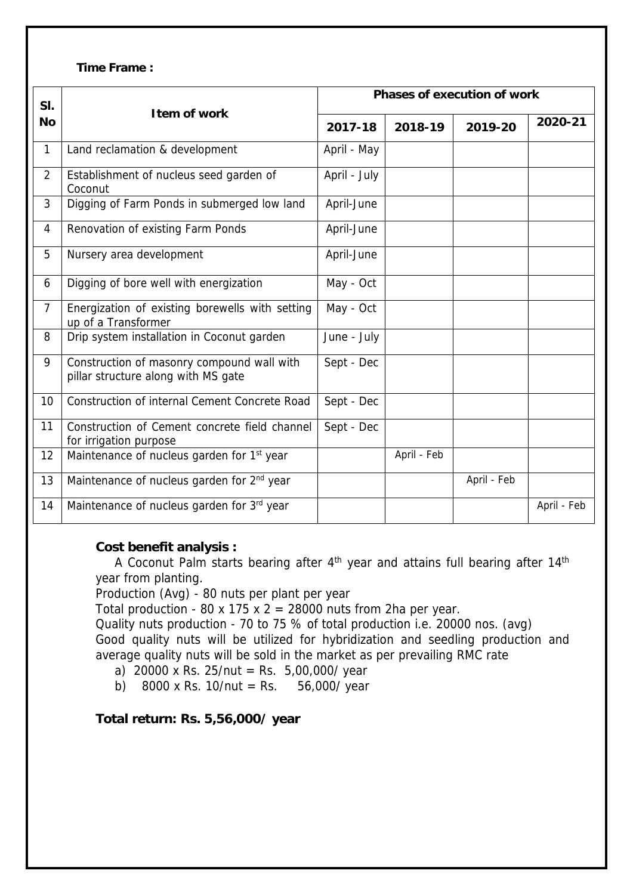**Time Frame :**

| Sl. No | Item of work | Phases of execution of work | | | |
|---|---|---|---|---|---|
| | | 2017-18 | 2018-19 | 2019-20 | 2020-21 |
| 1 | Land reclamation & development | April - May | | | |
| 2 | Establishment of nucleus seed garden of Coconut | April - July | | | |
| 3 | Digging of Farm Ponds in submerged low land | April-June | | | |
| 4 | Renovation of existing Farm Ponds | April-June | | | |
| 5 | Nursery area development | April-June | | | |
| 6 | Digging of bore well with energization | May - Oct | | | |
| 7 | Energization of existing borewells with setting up of a Transformer | May - Oct | | | |
| 8 | Drip system installation in Coconut garden | June - July | | | |
| 9 | Construction of masonry compound wall with pillar structure along with MS gate | Sept - Dec | | | |
| 10 | Construction of internal Cement Concrete Road | Sept - Dec | | | |
| 11 | Construction of Cement concrete field channel for irrigation purpose | Sept - Dec | | | |
| 12 | Maintenance of nucleus garden for 1st year | | April - Feb | | |
| 13 | Maintenance of nucleus garden for 2nd year | | | April - Feb | |
| 14 | Maintenance of nucleus garden for 3rd year | | | | April - Feb |

**Cost benefit analysis :**

A Coconut Palm starts bearing after 4th year and attains full bearing after 14th year from planting.

Production (Avg) - 80 nuts per plant per year

Total production - 80 x 175 x 2 = 28000 nuts from 2ha per year.

Quality nuts production - 70 to 75 % of total production i.e. 20000 nos. (avg)

Good quality nuts will be utilized for hybridization and seedling production and average quality nuts will be sold in the market as per prevailing RMC rate

a) 20000 x Rs. 25/nut = Rs. 5,00,000/ year

b) 8000 x Rs. 10/nut = Rs. 56,000/ year

**Total return: Rs. 5,56,000/ year**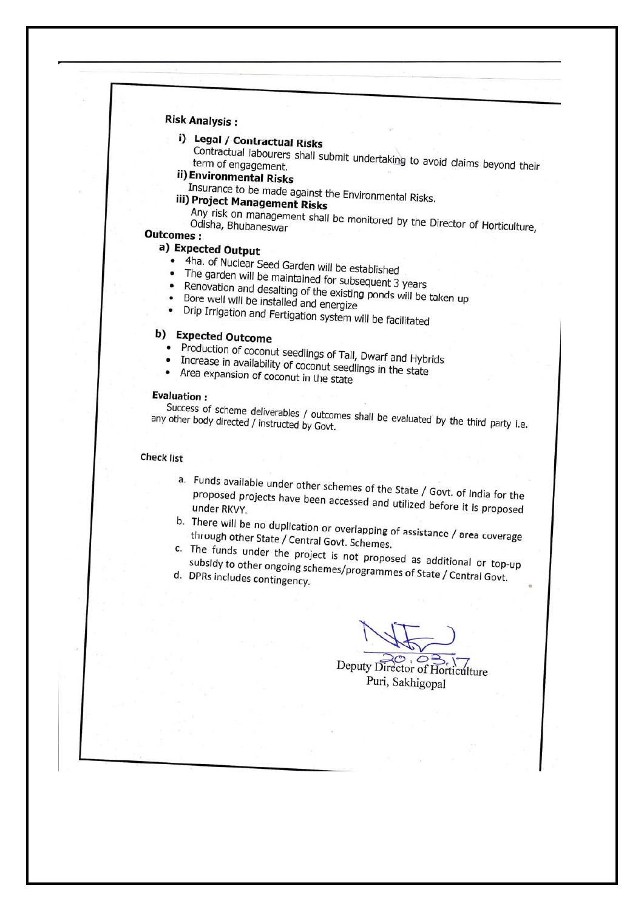**Risk Analysis :**

i) **Legal / Contractual Risks**
Contractual labourers shall submit undertaking to avoid claims beyond their term of engagement.

ii) **Environmental Risks**
Insurance to be made against the Environmental Risks.

iii) **Project Management Risks**
Any risk on management shall be monitored by the Director of Horticulture, Odisha, Bhubaneswar

**Outcomes :**

**a) Expected Output**

- 4ha. of Nuclear Seed Garden will be established
- The garden will be maintained for subsequent 3 years
- Renovation and desalting of the existing ponds will be taken up
- Bore well will be installed and energize
- Drip Irrigation and Fertigation system will be facilitated

**b) Expected Outcome**

- Production of coconut seedlings of Tall, Dwarf and Hybrids
- Increase in availability of coconut seedlings in the state
- Area expansion of coconut in the state

**Evaluation :**

Success of scheme deliverables / outcomes shall be evaluated by the third party i.e. any other body directed / instructed by Govt.

**Check list**

a. Funds available under other schemes of the State / Govt. of India for the proposed projects have been accessed and utilized before it is proposed under RKVY.

b. There will be no duplication or overlapping of assistance / area coverage through other State / Central Govt. Schemes.

c. The funds under the project is not proposed as additional or top-up subsidy to other ongoing schemes/programmes of State / Central Govt.

d. DPRs includes contingency.

20.03.17

Deputy Director of Horticulture
Puri, Sakhigopal